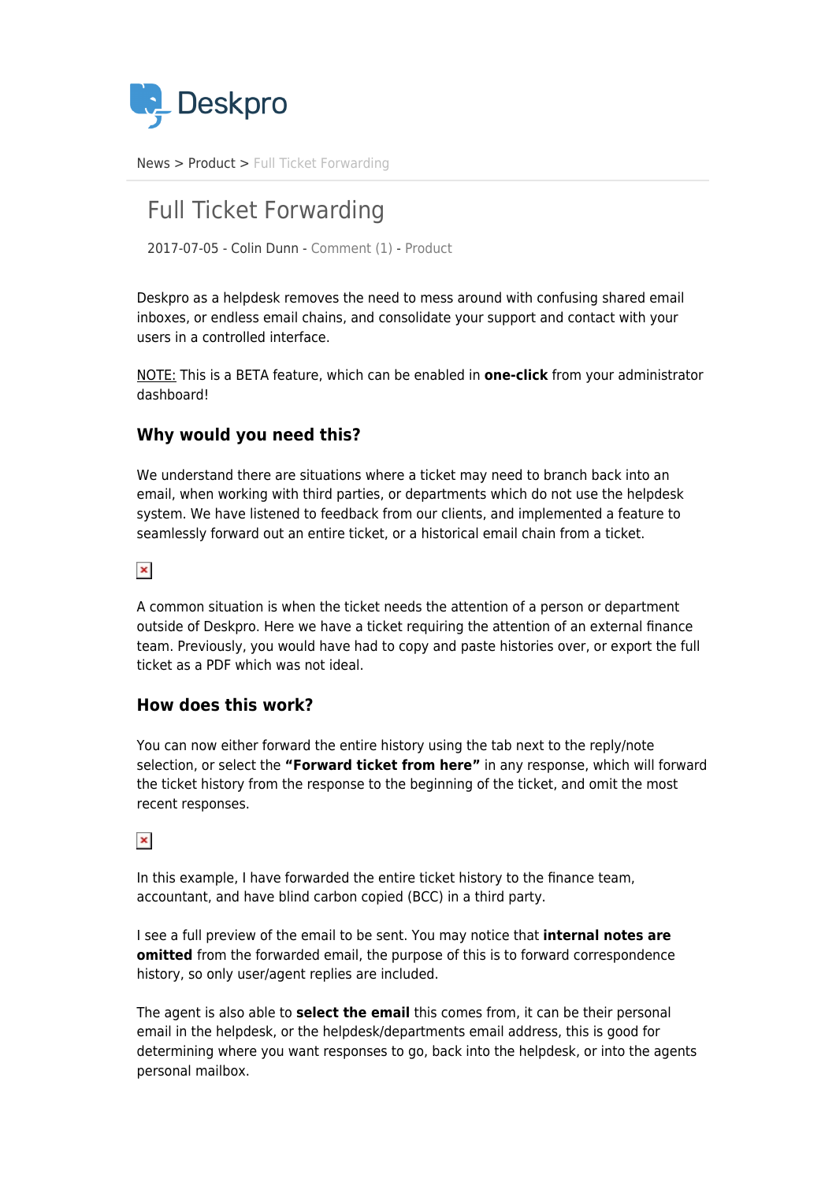News > Product > Full Ticket Forwarding

# Full Ticket Forwarding

2017-07-05 - Colin Dunn - Comment (1) - Product

Deskpro as a helpdesk removes the need to mess around with confusing shared email inboxes, or endless email chains, and consolidate your support and contact with your users in a controlled interface.

NOTE: This is a BETA feature, which can be enabled in **one-click** from your administrator dashboard!

## Why would you need this?

We understand there are situations where a ticket may need to branch back into an email, when working with third parties, or departments which do not use the helpdesk system. We have listened to feedback from our clients, and implemented a feature to seamlessly forward out an entire ticket, or a historical email chain from a ticket.

A common situation is when the ticket needs the attention of a person or department outside of Deskpro. Here we have a ticket requiring the attention of an external finance team. Previously, you would have had to copy and paste histories over, or export the full ticket as a PDF which was not ideal.

## How does this work?

You can now either forward the entire history using the tab next to the reply/note selection, or select the **"Forward ticket from here"** in any response, which will forward the ticket history from the response to the beginning of the ticket, and omit the most recent responses.

In this example, I have forwarded the entire ticket history to the finance team, accountant, and have blind carbon copied (BCC) in a third party.

I see a full preview of the email to be sent. You may notice that **internal notes are omitted** from the forwarded email, the purpose of this is to forward correspondence history, so only user/agent replies are included.

The agent is also able to **select the email** this comes from, it can be their personal email in the helpdesk, or the helpdesk/departments email address, this is good for determining where you want responses to go, back into the helpdesk, or into the agents personal mailbox.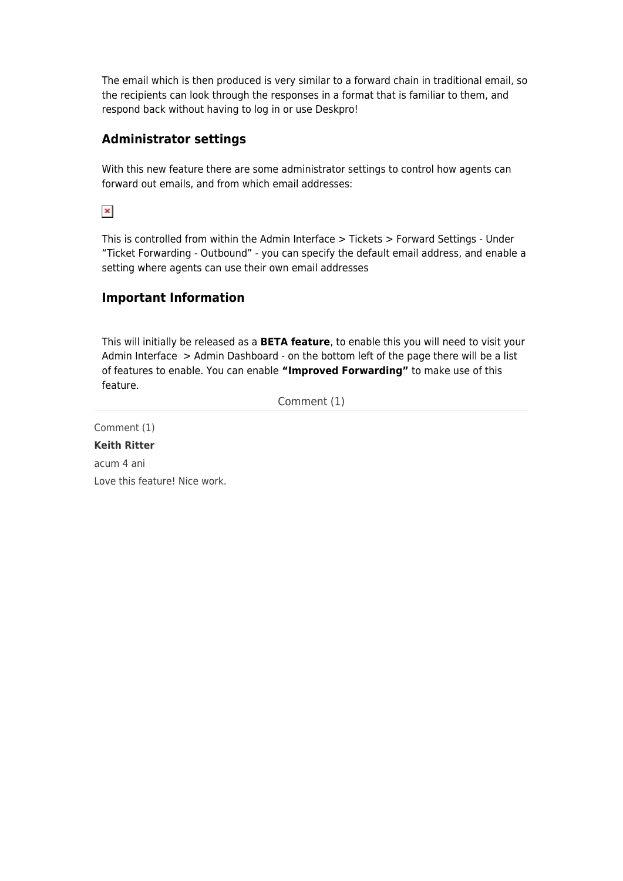The email which is then produced is very similar to a forward chain in traditional email, so the recipients can look through the responses in a format that is familiar to them, and respond back without having to log in or use Deskpro!

## Administrator settings

With this new feature there are some administrator settings to control how agents can forward out emails, and from which email addresses:

This is controlled from within the Admin Interface > Tickets > Forward Settings - Under "Ticket Forwarding - Outbound" - you can specify the default email address, and enable a setting where agents can use their own email addresses

## Important Information

This will initially be released as a **BETA feature**, to enable this you will need to visit your Admin Interface > Admin Dashboard - on the bottom left of the page there will be a list of features to enable. You can enable **"Improved Forwarding"** to make use of this feature.

Comment (1)

Comment (1)

**Keith Ritter**

acum 4 ani

Love this feature! Nice work.